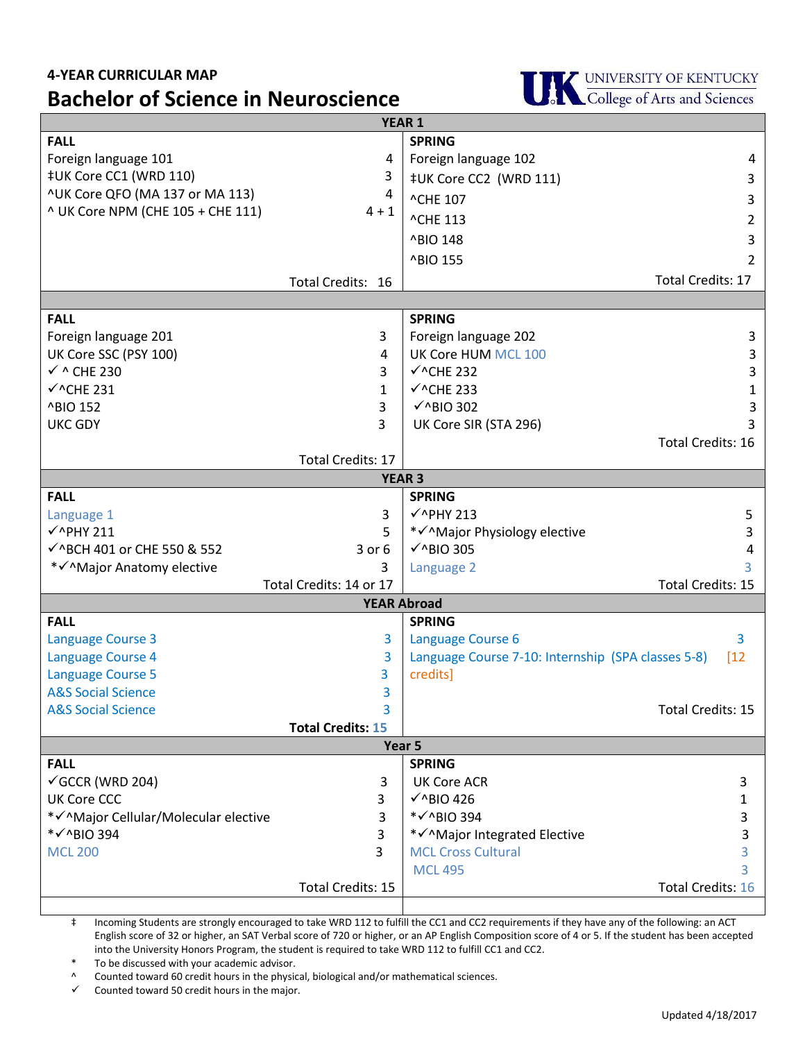**4-YEAR CURRICULAR MAP**

# Bachelor of Science in Neuroscience

UNIVERSITY OF KENTUCKY
College of Arts and Sciences

| | | | |
|---|---|---|---|
| **YEAR 1** | | | |
| **FALL** | | **SPRING** | |
| Foreign language 101 | 4 | Foreign language 102 | 4 |
| ‡UK Core CC1 (WRD 110) | 3 | ‡UK Core CC2 (WRD 111) | 3 |
| ^UK Core QFO (MA 137 or MA 113) | 4 | ^CHE 107 | 3 |
| ^ UK Core NPM (CHE 105 + CHE 111) | 4 + 1 | ^CHE 113 | 2 |
| | | ^BIO 148 | 3 |
| | | ^BIO 155 | 2 |
| Total Credits: | 16 | Total Credits: | 17 |
| | | | |
| **FALL** | | **SPRING** | |
| Foreign language 201 | 3 | Foreign language 202 | 3 |
| UK Core SSC (PSY 100) | 4 | UK Core HUM MCL 100 | 3 |
| ✓ ^ CHE 230 | 3 | ✓^CHE 232 | 3 |
| ✓^CHE 231 | 1 | ✓^CHE 233 | 1 |
| ^BIO 152 | 3 | ✓^BIO 302 | 3 |
| UKC GDY | 3 | UK Core SIR (STA 296) | 3 |
| Total Credits: | 17 | Total Credits: | 16 |
| **YEAR 3** | | | |
| **FALL** | | **SPRING** | |
| Language 1 | 3 | ✓^PHY 213 | 5 |
| ✓^PHY 211 | 5 | *✓^Major Physiology elective | 3 |
| ✓^BCH 401 or CHE 550 & 552 | 3 or 6 | ✓^BIO 305 | 4 |
| *✓^Major Anatomy elective | 3 | Language 2 | 3 |
| Total Credits: | 14 or 17 | Total Credits: | 15 |
| **YEAR Abroad** | | | |
| **FALL** | | **SPRING** | |
| Language Course 3 | 3 | Language Course 6 | 3 |
| Language Course 4 | 3 | Language Course 7-10: Internship (SPA classes 5-8) | [12 credits] |
| Language Course 5 | 3 | | |
| A&S Social Science | 3 | | |
| A&S Social Science | 3 | | |
| **Total Credits:** | **15** | Total Credits: | 15 |
| **Year 5** | | | |
| **FALL** | | **SPRING** | |
| ✓GCCR (WRD 204) | 3 | UK Core ACR | 3 |
| UK Core CCC | 3 | ✓^BIO 426 | 1 |
| *✓^Major Cellular/Molecular elective | 3 | *✓^BIO 394 | 3 |
| *✓^BIO 394 | 3 | *✓^Major Integrated Elective | 3 |
| MCL 200 | 3 | MCL Cross Cultural | 3 |
| | | MCL 495 | 3 |
| Total Credits: | 15 | Total Credits: | 16 |

‡ Incoming Students are strongly encouraged to take WRD 112 to fulfill the CC1 and CC2 requirements if they have any of the following: an ACT English score of 32 or higher, an SAT Verbal score of 720 or higher, or an AP English Composition score of 4 or 5. If the student has been accepted into the University Honors Program, the student is required to take WRD 112 to fulfill CC1 and CC2.

\* To be discussed with your academic advisor.

^ Counted toward 60 credit hours in the physical, biological and/or mathematical sciences.

✓ Counted toward 50 credit hours in the major.

Updated 4/18/2017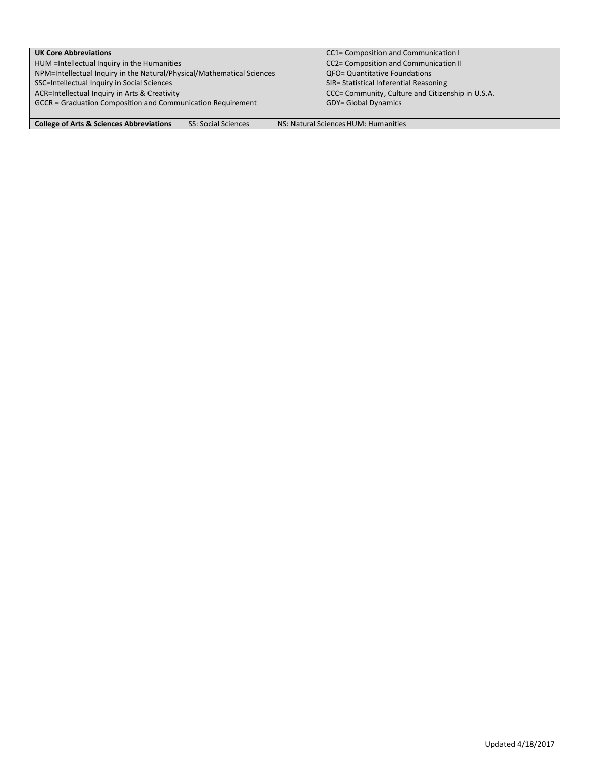**UK Core Abbreviations**

HUM =Intellectual Inquiry in the Humanities

NPM=Intellectual Inquiry in the Natural/Physical/Mathematical Sciences

SSC=Intellectual Inquiry in Social Sciences

ACR=Intellectual Inquiry in Arts & Creativity

GCCR = Graduation Composition and Communication Requirement

CC1= Composition and Communication I

CC2= Composition and Communication II

QFO= Quantitative Foundations

SIR= Statistical Inferential Reasoning

CCC= Community, Culture and Citizenship in U.S.A.

GDY= Global Dynamics

**College of Arts & Sciences Abbreviations** SS: Social Sciences NS: Natural Sciences HUM: Humanities

Updated 4/18/2017